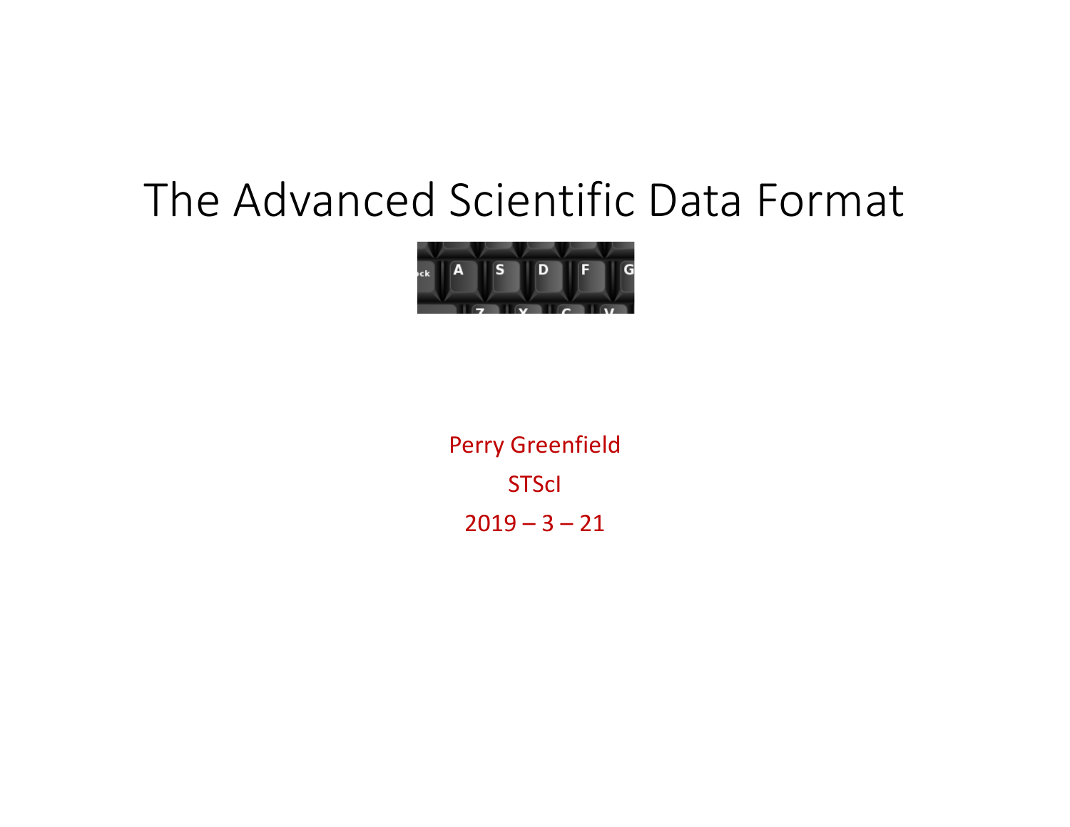# The Advanced Scientific Data Format

Perry Greenfield

STScI

2019 – 3 – 21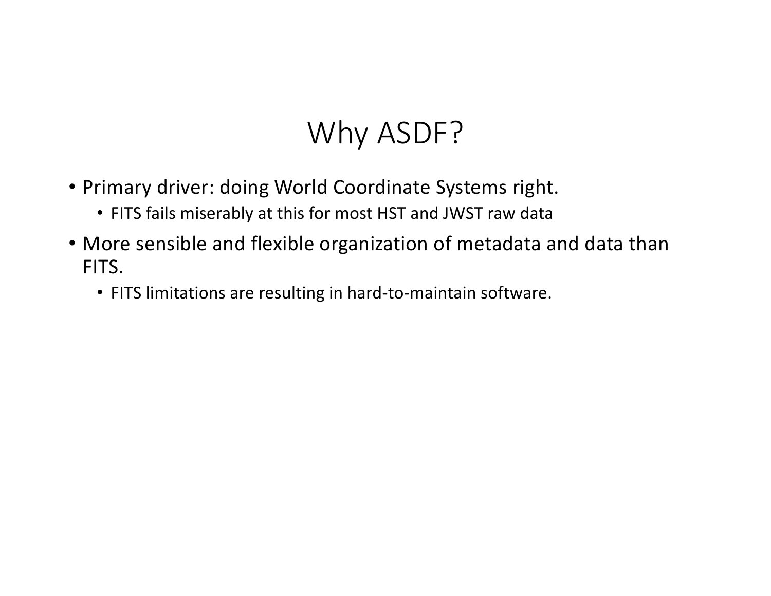# Why ASDF?

- Primary driver: doing World Coordinate Systems right.
  - FITS fails miserably at this for most HST and JWST raw data
- More sensible and flexible organization of metadata and data than FITS.
  - FITS limitations are resulting in hard-to-maintain software.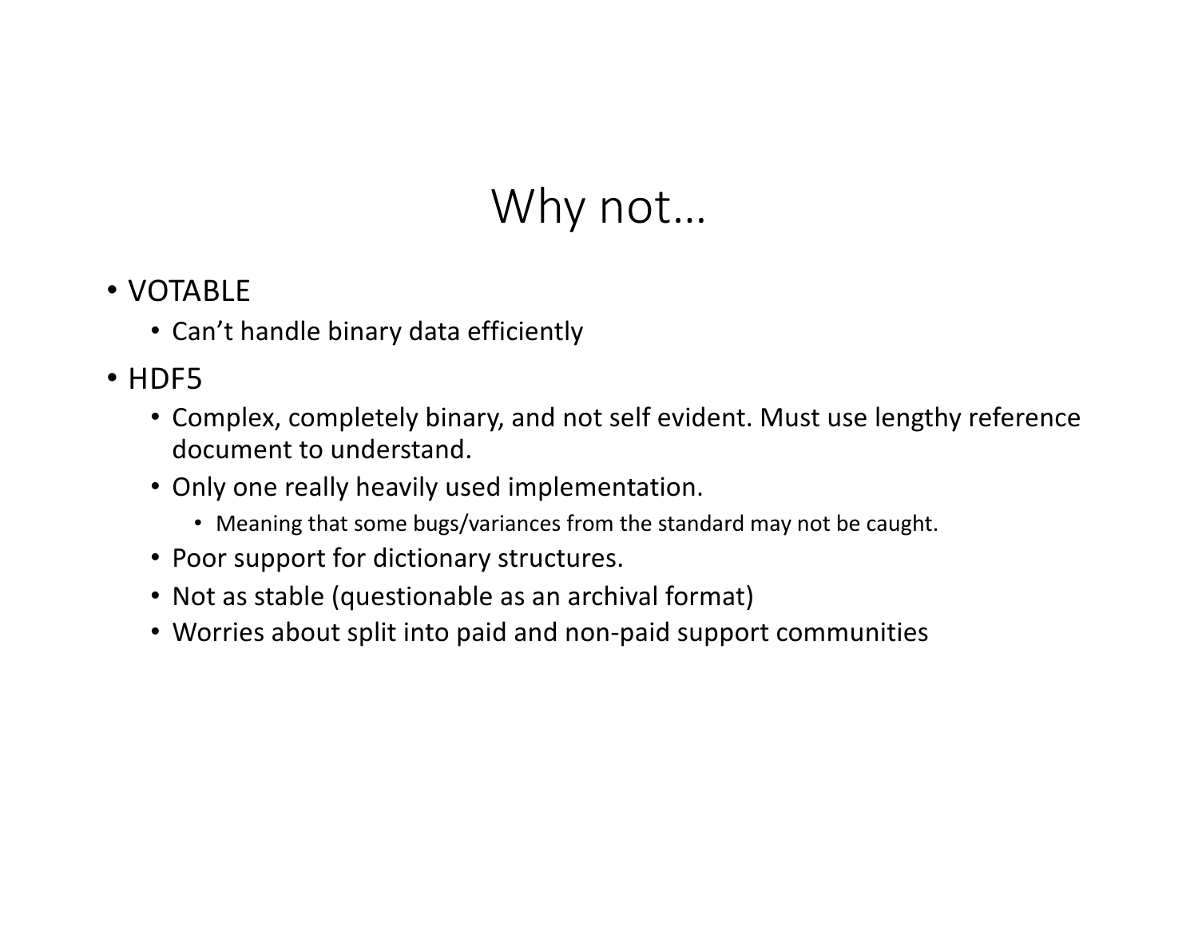# Why not…

- VOTABLE
  - Can't handle binary data efficiently
- HDF5
  - Complex, completely binary, and not self evident. Must use lengthy reference document to understand.
  - Only one really heavily used implementation.
    - Meaning that some bugs/variances from the standard may not be caught.
  - Poor support for dictionary structures.
  - Not as stable (questionable as an archival format)
  - Worries about split into paid and non-paid support communities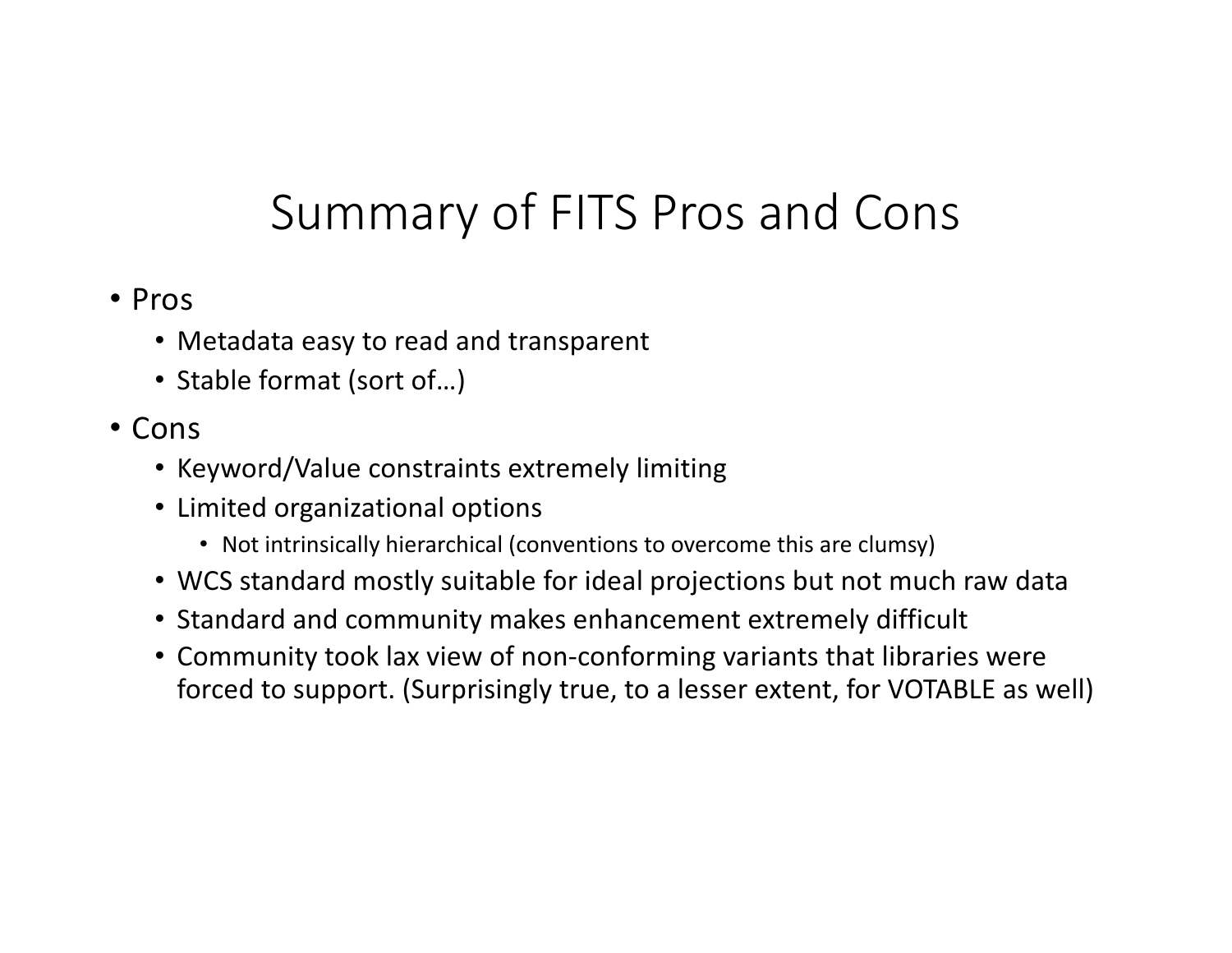# Summary of FITS Pros and Cons

- Pros
  - Metadata easy to read and transparent
  - Stable format (sort of…)
- Cons
  - Keyword/Value constraints extremely limiting
  - Limited organizational options
    - Not intrinsically hierarchical (conventions to overcome this are clumsy)
  - WCS standard mostly suitable for ideal projections but not much raw data
  - Standard and community makes enhancement extremely difficult
  - Community took lax view of non-conforming variants that libraries were forced to support. (Surprisingly true, to a lesser extent, for VOTABLE as well)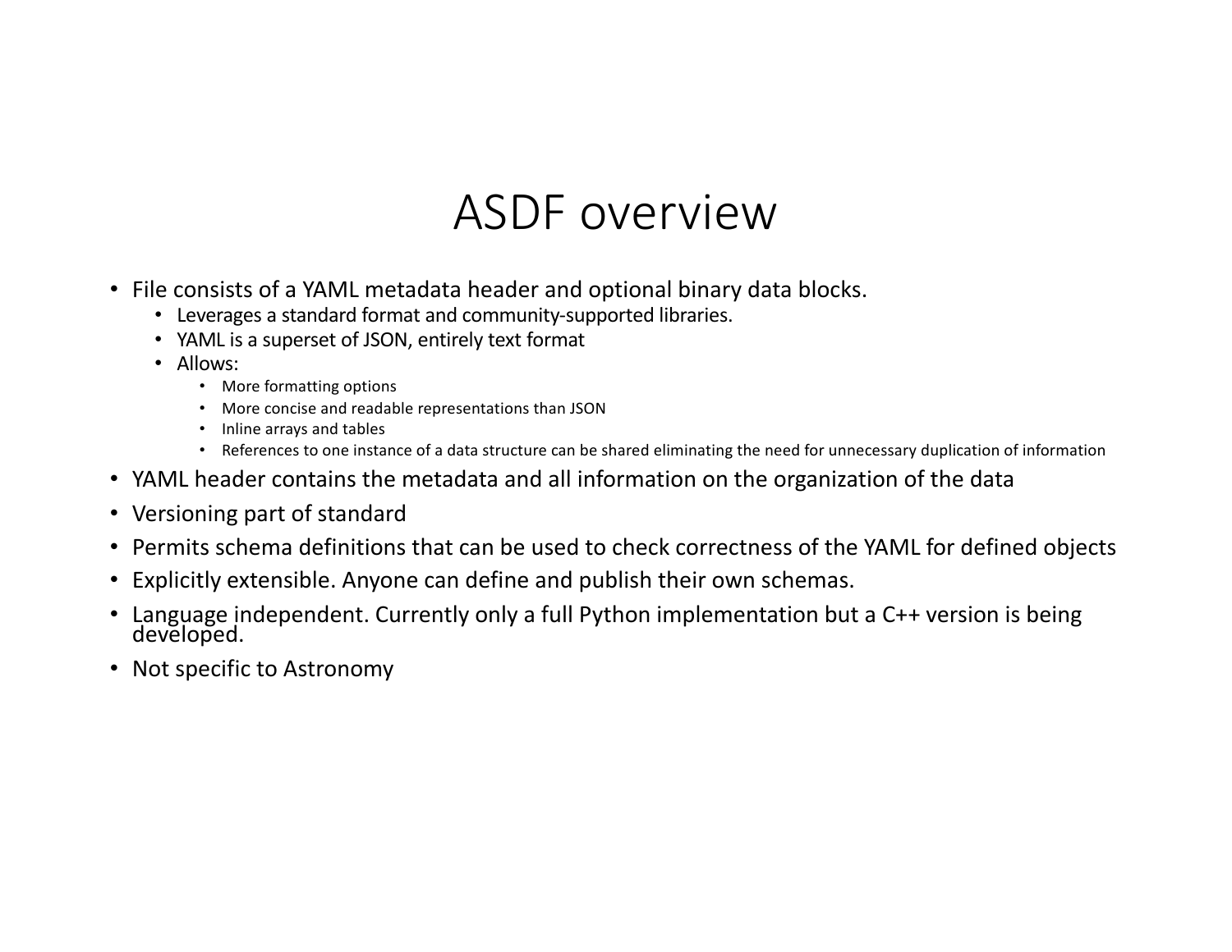# ASDF overview

- File consists of a YAML metadata header and optional binary data blocks.
  - Leverages a standard format and community-supported libraries.
  - YAML is a superset of JSON, entirely text format
  - Allows:
    - More formatting options
    - More concise and readable representations than JSON
    - Inline arrays and tables
    - References to one instance of a data structure can be shared eliminating the need for unnecessary duplication of information
- YAML header contains the metadata and all information on the organization of the data
- Versioning part of standard
- Permits schema definitions that can be used to check correctness of the YAML for defined objects
- Explicitly extensible. Anyone can define and publish their own schemas.
- Language independent. Currently only a full Python implementation but a C++ version is being developed.
- Not specific to Astronomy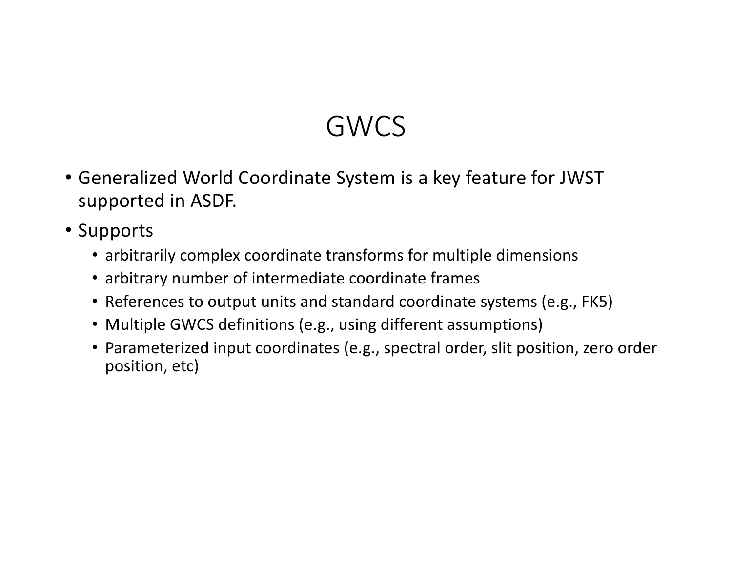# GWCS

- Generalized World Coordinate System is a key feature for JWST supported in ASDF.
- Supports
  - arbitrarily complex coordinate transforms for multiple dimensions
  - arbitrary number of intermediate coordinate frames
  - References to output units and standard coordinate systems (e.g., FK5)
  - Multiple GWCS definitions (e.g., using different assumptions)
  - Parameterized input coordinates (e.g., spectral order, slit position, zero order position, etc)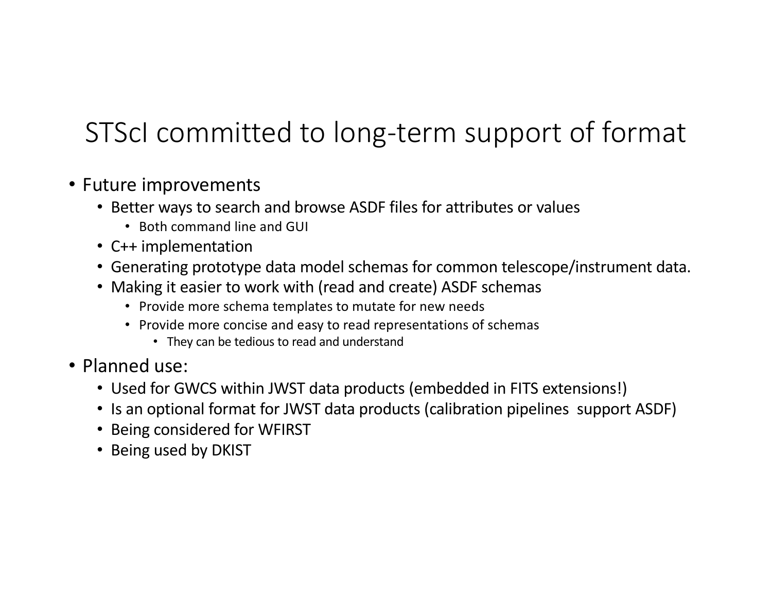# STScI committed to long-term support of format

- Future improvements
  - Better ways to search and browse ASDF files for attributes or values
    - Both command line and GUI
  - C++ implementation
  - Generating prototype data model schemas for common telescope/instrument data.
  - Making it easier to work with (read and create) ASDF schemas
    - Provide more schema templates to mutate for new needs
    - Provide more concise and easy to read representations of schemas
      - They can be tedious to read and understand
- Planned use:
  - Used for GWCS within JWST data products (embedded in FITS extensions!)
  - Is an optional format for JWST data products (calibration pipelines support ASDF)
  - Being considered for WFIRST
  - Being used by DKIST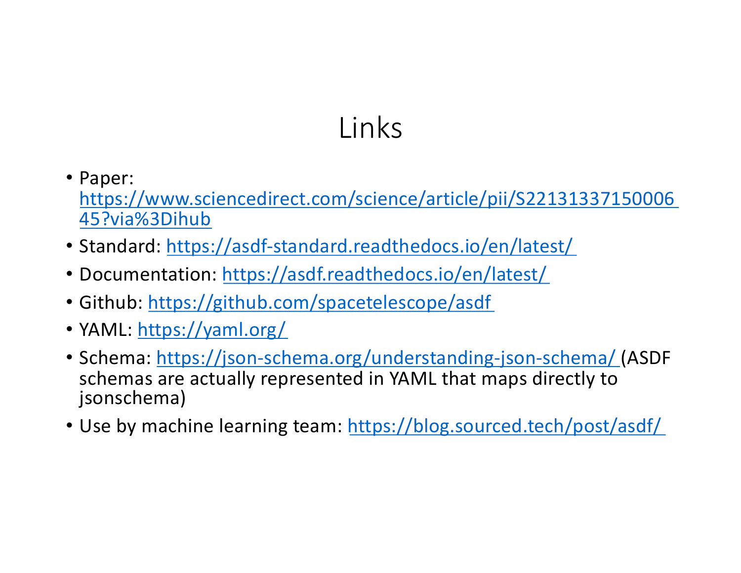# Links

- Paper: https://www.sciencedirect.com/science/article/pii/S2213133715000645?via%3Dihub
- Standard: https://asdf-standard.readthedocs.io/en/latest/
- Documentation: https://asdf.readthedocs.io/en/latest/
- Github: https://github.com/spacetelescope/asdf
- YAML: https://yaml.org/
- Schema: https://json-schema.org/understanding-json-schema/ (ASDF schemas are actually represented in YAML that maps directly to jsonschema)
- Use by machine learning team: https://blog.sourced.tech/post/asdf/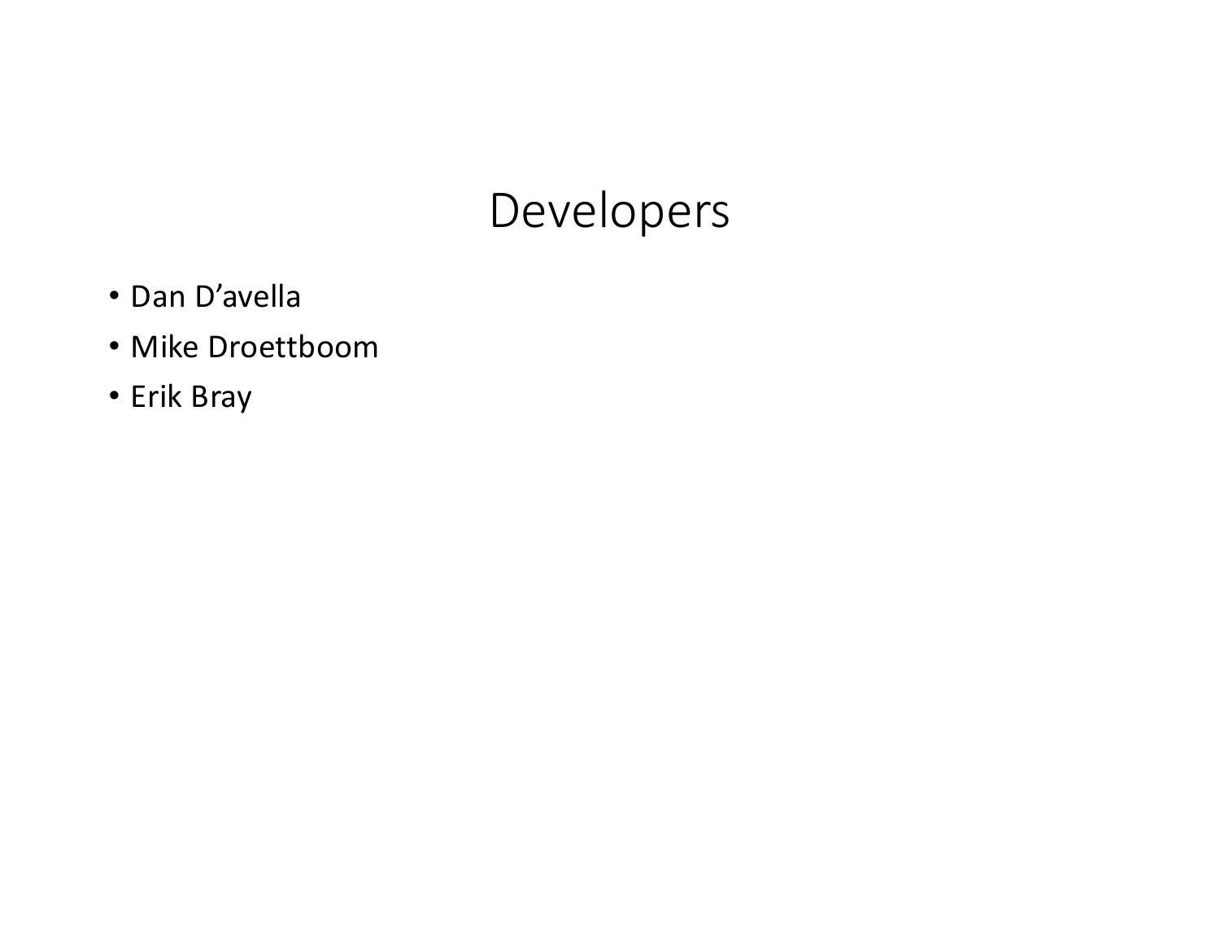# Developers

- Dan D’avella
- Mike Droettboom
- Erik Bray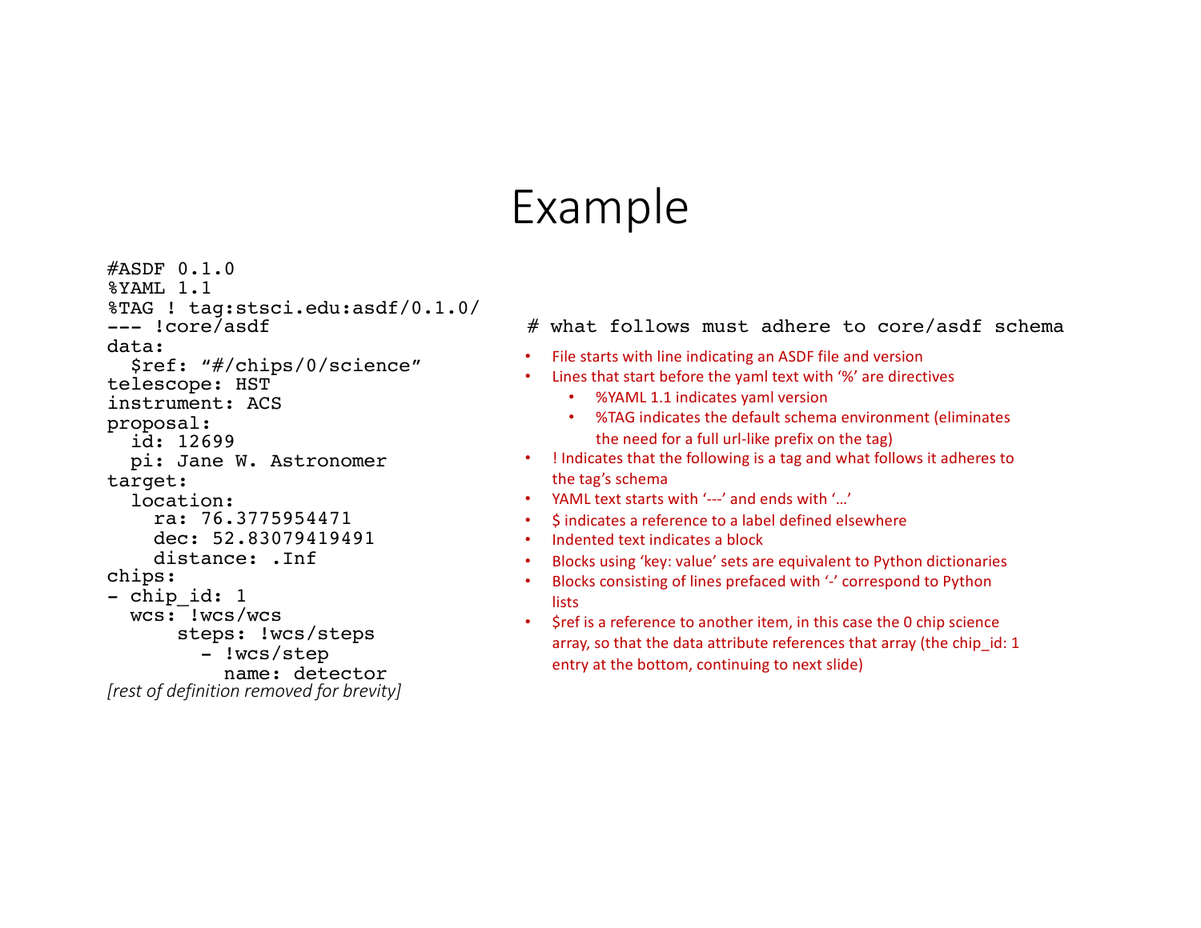# Example

```
#ASDF 0.1.0
%YAML 1.1
%TAG ! tag:stsci.edu:asdf/0.1.0/
--- !core/asdf
data:
  $ref: "#/chips/0/science"
telescope: HST
instrument: ACS
proposal:
  id: 12699
  pi: Jane W. Astronomer
target:
  location:
    ra: 76.3775954471
    dec: 52.83079419491
    distance: .Inf
chips:
- chip_id: 1
  wcs: !wcs/wcs
      steps: !wcs/steps
        - !wcs/step
          name: detector
```

*[rest of definition removed for brevity]*

```
# what follows must adhere to core/asdf schema
```

- File starts with line indicating an ASDF file and version
- Lines that start before the yaml text with '%' are directives
  - %YAML 1.1 indicates yaml version
  - %TAG indicates the default schema environment (eliminates the need for a full url-like prefix on the tag)
- ! Indicates that the following is a tag and what follows it adheres to the tag's schema
- YAML text starts with '---' and ends with '…'
- $ indicates a reference to a label defined elsewhere
- Indented text indicates a block
- Blocks using 'key: value' sets are equivalent to Python dictionaries
- Blocks consisting of lines prefaced with '-' correspond to Python lists
- $ref is a reference to another item, in this case the 0 chip science array, so that the data attribute references that array (the chip_id: 1 entry at the bottom, continuing to next slide)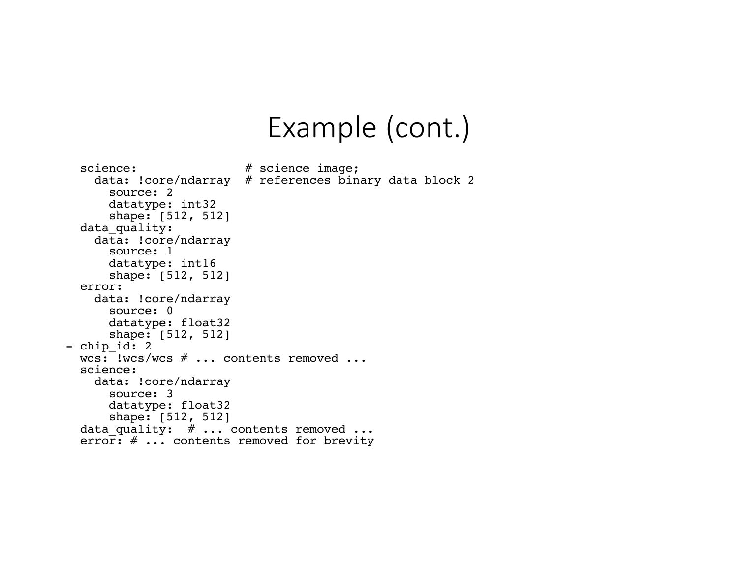# Example (cont.)

```
  science:               # science image;
    data: !core/ndarray  # references binary data block 2
      source: 2
      datatype: int32
      shape: [512, 512]
  data_quality:
    data: !core/ndarray
      source: 1
      datatype: int16
      shape: [512, 512]
  error:
    data: !core/ndarray
      source: 0
      datatype: float32
      shape: [512, 512]
- chip_id: 2
  wcs: !wcs/wcs # ... contents removed ...
  science:
    data: !core/ndarray
      source: 3
      datatype: float32
      shape: [512, 512]
  data_quality:  # ... contents removed ...
  error: # ... contents removed for brevity
```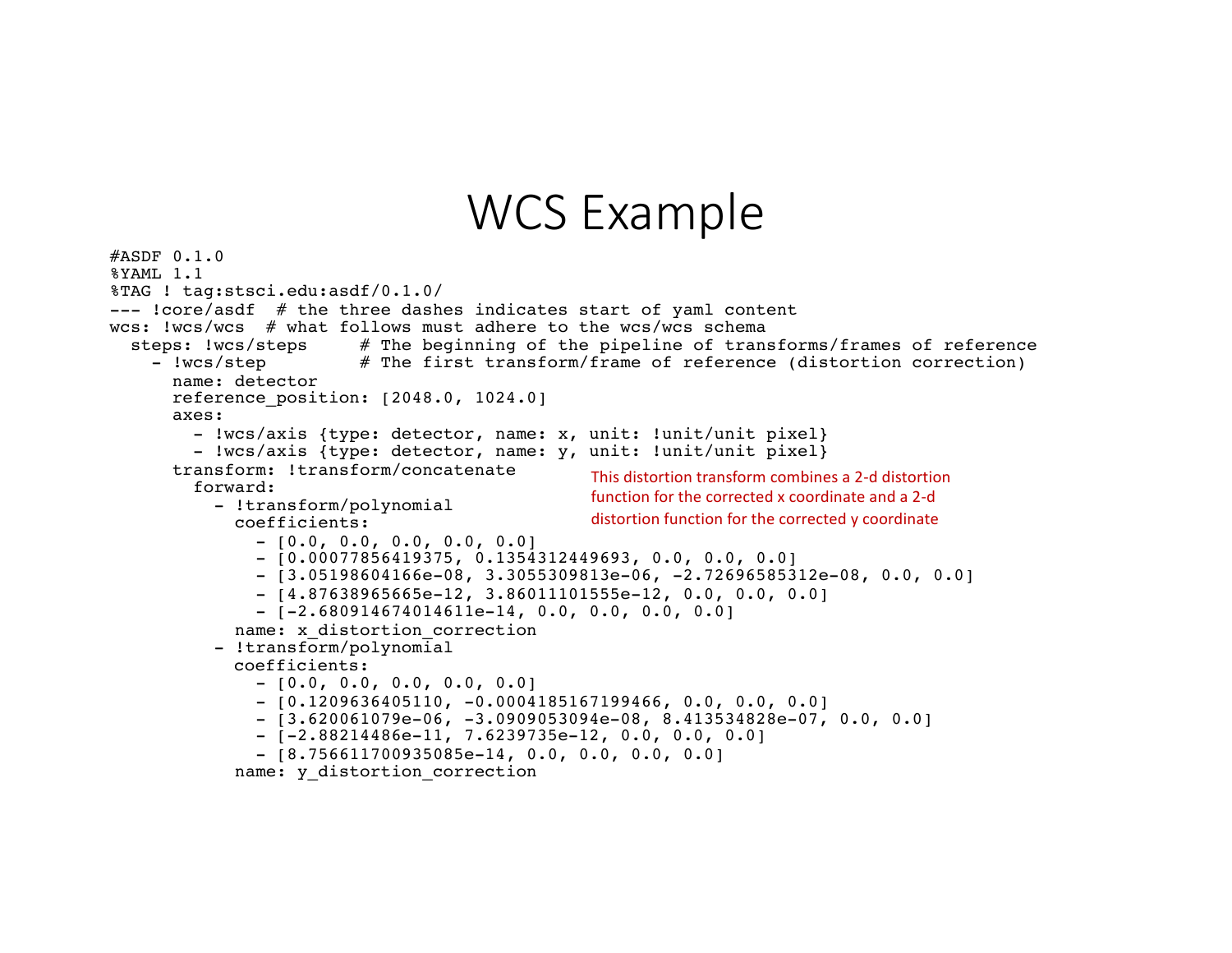# WCS Example

```
#ASDF 0.1.0
%YAML 1.1
%TAG ! tag:stsci.edu:asdf/0.1.0/
--- !core/asdf  # the three dashes indicates start of yaml content
wcs: !wcs/wcs  # what follows must adhere to the wcs/wcs schema
  steps: !wcs/steps     # The beginning of the pipeline of transforms/frames of reference
    - !wcs/step         # The first transform/frame of reference (distortion correction)
      name: detector
      reference_position: [2048.0, 1024.0]
      axes:
        - !wcs/axis {type: detector, name: x, unit: !unit/unit pixel}
        - !wcs/axis {type: detector, name: y, unit: !unit/unit pixel}
      transform: !transform/concatenate
        forward:
          - !transform/polynomial
            coefficients:
              - [0.0, 0.0, 0.0, 0.0, 0.0]
              - [0.00077856419375, 0.1354312449693, 0.0, 0.0, 0.0]
              - [3.05198604166e-08, 3.3055309813e-06, -2.72696585312e-08, 0.0, 0.0]
              - [4.87638965665e-12, 3.86011101555e-12, 0.0, 0.0, 0.0]
              - [-2.680914674014611e-14, 0.0, 0.0, 0.0, 0.0]
            name: x_distortion_correction
          - !transform/polynomial
            coefficients:
              - [0.0, 0.0, 0.0, 0.0, 0.0]
              - [0.1209636405110, -0.0004185167199466, 0.0, 0.0, 0.0]
              - [3.620061079e-06, -3.0909053094e-08, 8.413534828e-07, 0.0, 0.0]
              - [-2.88214486e-11, 7.6239735e-12, 0.0, 0.0, 0.0]
              - [8.756611700935085e-14, 0.0, 0.0, 0.0, 0.0]
            name: y_distortion_correction
```

This distortion transform combines a 2-d distortion function for the corrected x coordinate and a 2-d distortion function for the corrected y coordinate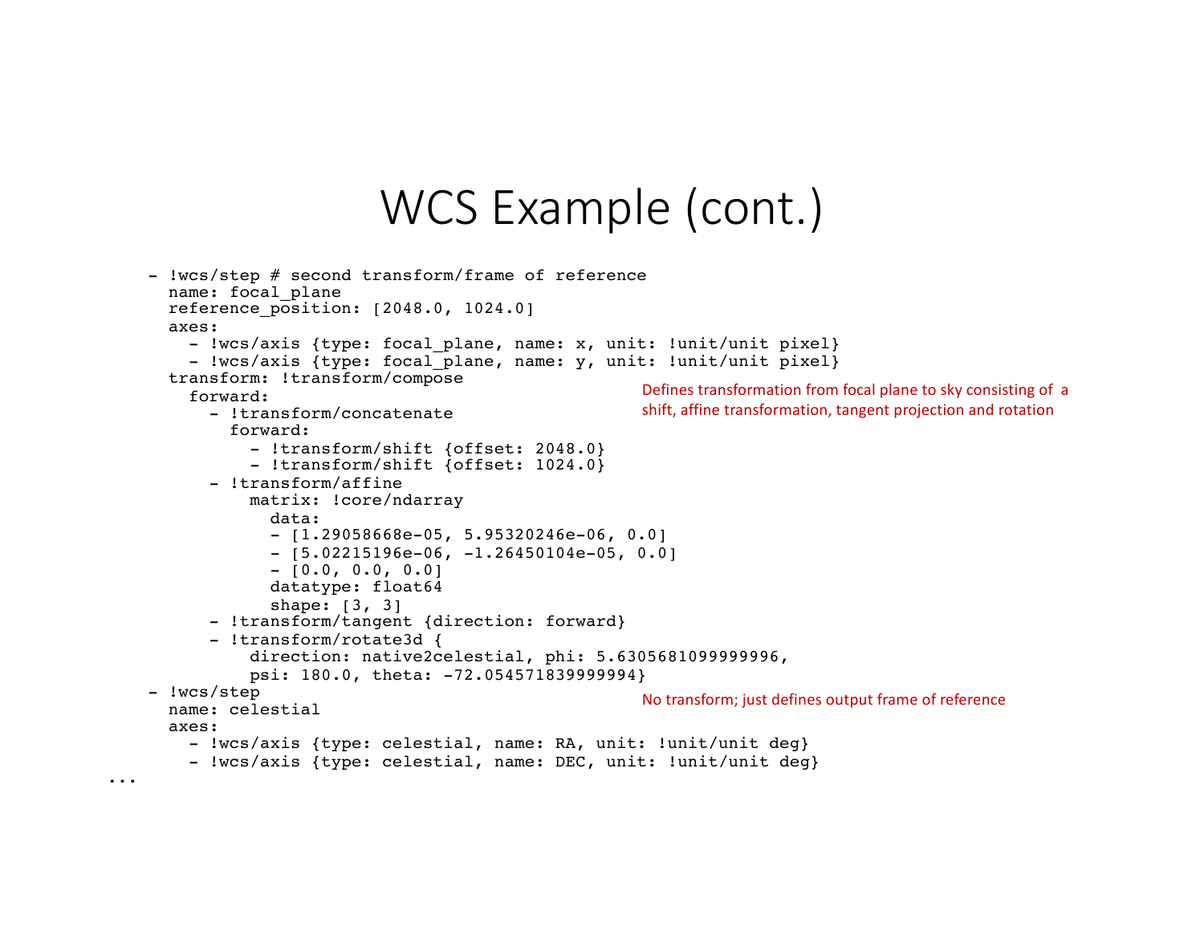# WCS Example (cont.)

```
- !wcs/step # second transform/frame of reference
  name: focal_plane
  reference_position: [2048.0, 1024.0]
  axes:
    - !wcs/axis {type: focal_plane, name: x, unit: !unit/unit pixel}
    - !wcs/axis {type: focal_plane, name: y, unit: !unit/unit pixel}
  transform: !transform/compose
    forward:
      - !transform/concatenate
        forward:
          - !transform/shift {offset: 2048.0}
          - !transform/shift {offset: 1024.0}
      - !transform/affine
          matrix: !core/ndarray
            data:
            - [1.29058668e-05, 5.95320246e-06, 0.0]
            - [5.02215196e-06, -1.26450104e-05, 0.0]
            - [0.0, 0.0, 0.0]
            datatype: float64
            shape: [3, 3]
      - !transform/tangent {direction: forward}
      - !transform/rotate3d {
          direction: native2celestial, phi: 5.6305681099999996,
          psi: 180.0, theta: -72.054571839999994}
- !wcs/step
  name: celestial
  axes:
    - !wcs/axis {type: celestial, name: RA, unit: !unit/unit deg}
    - !wcs/axis {type: celestial, name: DEC, unit: !unit/unit deg}
...
```

Defines transformation from focal plane to sky consisting of a shift, affine transformation, tangent projection and rotation

No transform; just defines output frame of reference